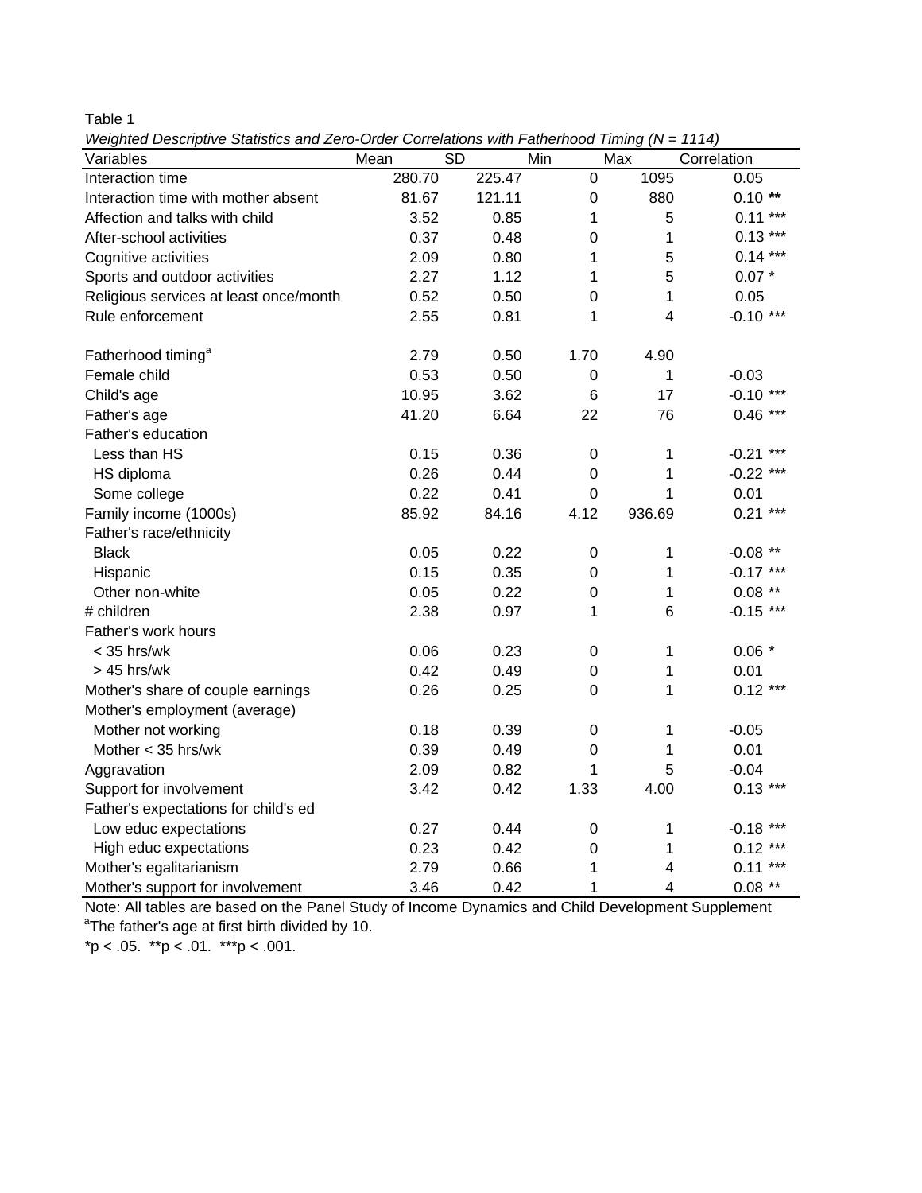Table 1

*Weighted Descriptive Statistics and Zero-Order Correlations with Fatherhood Timing (N = 1114)*

| Variables | Mean | SD | Min | Max | Correlation |
|---|---|---|---|---|---|
| Interaction time | 280.70 | 225.47 | 0 | 1095 | 0.05 |
| Interaction time with mother absent | 81.67 | 121.11 | 0 | 880 | 0.10 ** |
| Affection and talks with child | 3.52 | 0.85 | 1 | 5 | 0.11 *** |
| After-school activities | 0.37 | 0.48 | 0 | 1 | 0.13 *** |
| Cognitive activities | 2.09 | 0.80 | 1 | 5 | 0.14 *** |
| Sports and outdoor activities | 2.27 | 1.12 | 1 | 5 | 0.07 * |
| Religious services at least once/month | 0.52 | 0.50 | 0 | 1 | 0.05 |
| Rule enforcement | 2.55 | 0.81 | 1 | 4 | -0.10 *** |
| | | | | | |
| Fatherhood timing[a] | 2.79 | 0.50 | 1.70 | 4.90 | |
| Female child | 0.53 | 0.50 | 0 | 1 | -0.03 |
| Child's age | 10.95 | 3.62 | 6 | 17 | -0.10 *** |
| Father's age | 41.20 | 6.64 | 22 | 76 | 0.46 *** |
| Father's education | | | | | |
| Less than HS | 0.15 | 0.36 | 0 | 1 | -0.21 *** |
| HS diploma | 0.26 | 0.44 | 0 | 1 | -0.22 *** |
| Some college | 0.22 | 0.41 | 0 | 1 | 0.01 |
| Family income (1000s) | 85.92 | 84.16 | 4.12 | 936.69 | 0.21 *** |
| Father's race/ethnicity | | | | | |
| Black | 0.05 | 0.22 | 0 | 1 | -0.08 ** |
| Hispanic | 0.15 | 0.35 | 0 | 1 | -0.17 *** |
| Other non-white | 0.05 | 0.22 | 0 | 1 | 0.08 ** |
| # children | 2.38 | 0.97 | 1 | 6 | -0.15 *** |
| Father's work hours | | | | | |
| < 35 hrs/wk | 0.06 | 0.23 | 0 | 1 | 0.06 * |
| > 45 hrs/wk | 0.42 | 0.49 | 0 | 1 | 0.01 |
| Mother's share of couple earnings | 0.26 | 0.25 | 0 | 1 | 0.12 *** |
| Mother's employment (average) | | | | | |
| Mother not working | 0.18 | 0.39 | 0 | 1 | -0.05 |
| Mother < 35 hrs/wk | 0.39 | 0.49 | 0 | 1 | 0.01 |
| Aggravation | 2.09 | 0.82 | 1 | 5 | -0.04 |
| Support for involvement | 3.42 | 0.42 | 1.33 | 4.00 | 0.13 *** |
| Father's expectations for child's ed | | | | | |
| Low educ expectations | 0.27 | 0.44 | 0 | 1 | -0.18 *** |
| High educ expectations | 0.23 | 0.42 | 0 | 1 | 0.12 *** |
| Mother's egalitarianism | 2.79 | 0.66 | 1 | 4 | 0.11 *** |
| Mother's support for involvement | 3.46 | 0.42 | 1 | 4 | 0.08 ** |

Note: All tables are based on the Panel Study of Income Dynamics and Child Development Supplement

[a]The father's age at first birth divided by 10.

*p < .05. **p < .01. ***p < .001.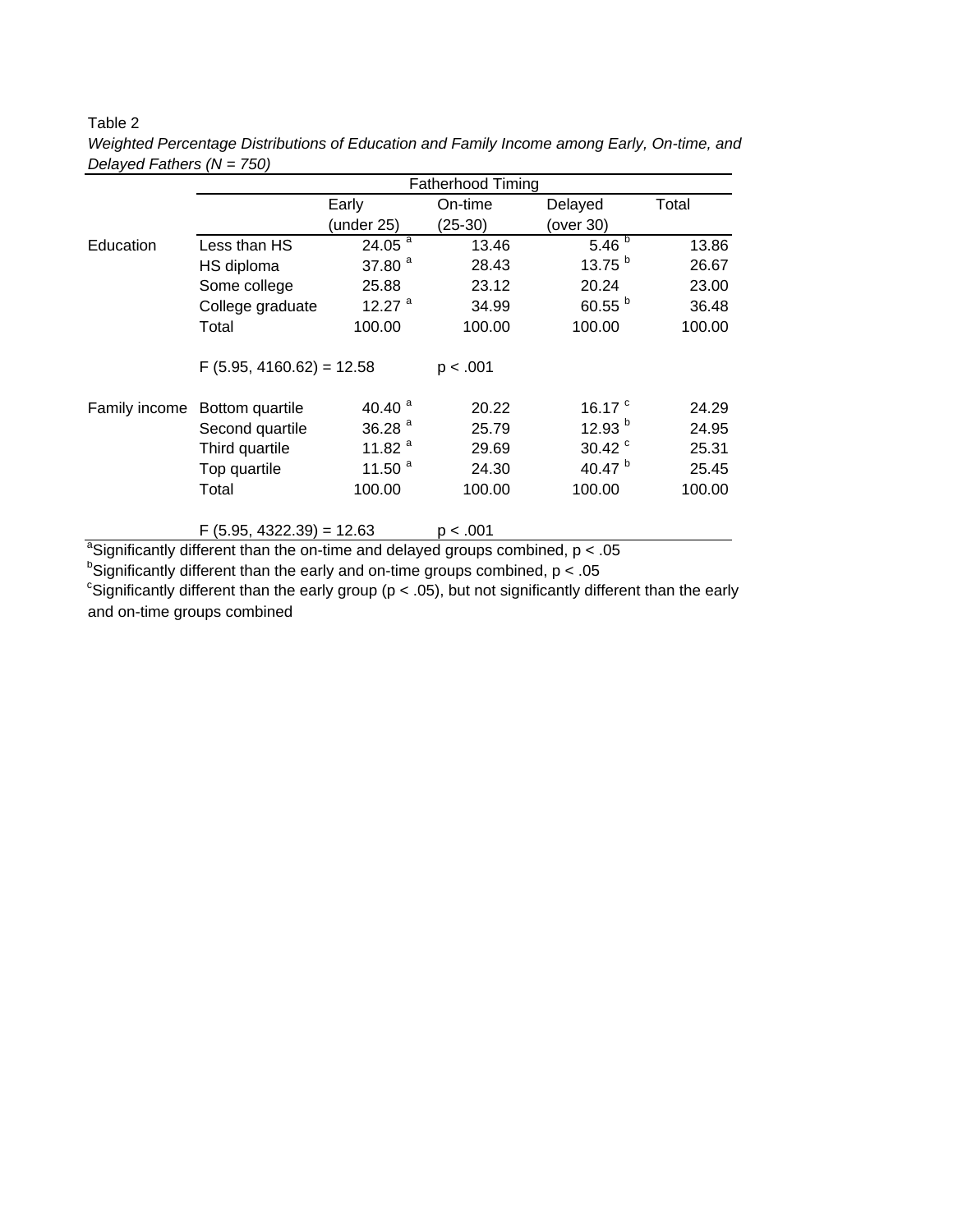Table 2

*Weighted Percentage Distributions of Education and Family Income among Early, On-time, and Delayed Fathers (N = 750)*

| | | Fatherhood Timing | | | |
|---|---|---|---|---|---|
| | | Early (under 25) | On-time (25-30) | Delayed (over 30) | Total |
| Education | Less than HS | 24.05 [a] | 13.46 | 5.46 [b] | 13.86 |
| | HS diploma | 37.80 [a] | 28.43 | 13.75 [b] | 26.67 |
| | Some college | 25.88 | 23.12 | 20.24 | 23.00 |
| | College graduate | 12.27 [a] | 34.99 | 60.55 [b] | 36.48 |
| | Total | 100.00 | 100.00 | 100.00 | 100.00 |
| | $F(5.95, 4160.62) = 12.58$ | | $p < .001$ | | |
| Family income | Bottom quartile | 40.40 [a] | 20.22 | 16.17 [c] | 24.29 |
| | Second quartile | 36.28 [a] | 25.79 | 12.93 [b] | 24.95 |
| | Third quartile | 11.82 [a] | 29.69 | 30.42 [c] | 25.31 |
| | Top quartile | 11.50 [a] | 24.30 | 40.47 [b] | 25.45 |
| | Total | 100.00 | 100.00 | 100.00 | 100.00 |
| | $F(5.95, 4322.39) = 12.63$ | | $p < .001$ | | |

[a]Significantly different than the on-time and delayed groups combined, $p < .05$

[b]Significantly different than the early and on-time groups combined, $p < .05$

[c]Significantly different than the early group ($p < .05$), but not significantly different than the early and on-time groups combined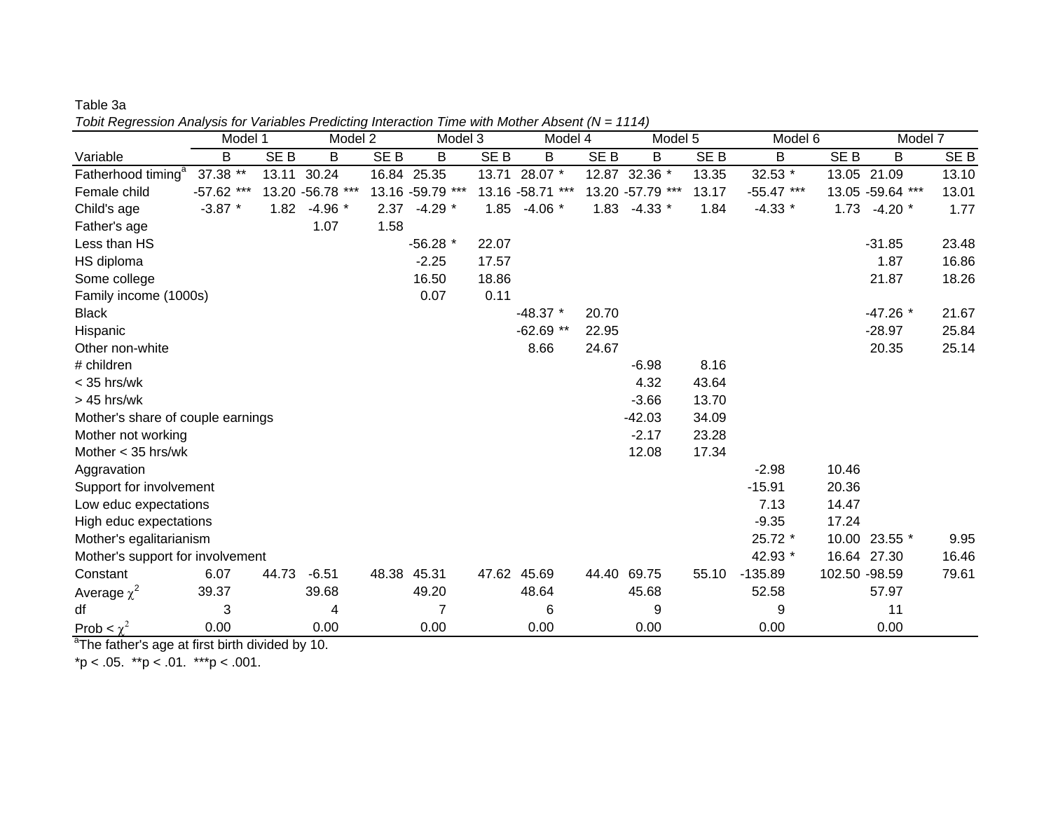Table 3a

*Tobit Regression Analysis for Variables Predicting Interaction Time with Mother Absent (N = 1114)*

| | Model 1 | | Model 2 | | Model 3 | | Model 4 | | Model 5 | | Model 6 | | Model 7 | |
|---|---|---|---|---|---|---|---|---|---|---|---|---|---|---|
| Variable | B | SE B | B | SE B | B | SE B | B | SE B | B | SE B | B | SE B | B | SE B |
| Fatherhood timing[a] | 37.38 ** | 13.11 | 30.24 | 16.84 | 25.35 | 13.71 | 28.07 * | 12.87 | 32.36 * | 13.35 | 32.53 * | 13.05 | 21.09 | 13.10 |
| Female child | -57.62 *** | 13.20 | -56.78 *** | 13.16 | -59.79 *** | 13.16 | -58.71 *** | 13.20 | -57.79 *** | 13.17 | -55.47 *** | 13.05 | -59.64 *** | 13.01 |
| Child's age | -3.87 * | 1.82 | -4.96 * | 2.37 | -4.29 * | 1.85 | -4.06 * | 1.83 | -4.33 * | 1.84 | -4.33 * | 1.73 | -4.20 * | 1.77 |
| Father's age | | | 1.07 | 1.58 | | | | | | | | | | |
| Less than HS | | | | | -56.28 * | 22.07 | | | | | | | -31.85 | 23.48 |
| HS diploma | | | | | -2.25 | 17.57 | | | | | | | 1.87 | 16.86 |
| Some college | | | | | 16.50 | 18.86 | | | | | | | 21.87 | 18.26 |
| Family income (1000s) | | | | | 0.07 | 0.11 | | | | | | | | |
| Black | | | | | | | -48.37 * | 20.70 | | | | | -47.26 * | 21.67 |
| Hispanic | | | | | | | -62.69 ** | 22.95 | | | | | -28.97 | 25.84 |
| Other non-white | | | | | | | 8.66 | 24.67 | | | | | 20.35 | 25.14 |
| # children | | | | | | | | | -6.98 | 8.16 | | | | |
| < 35 hrs/wk | | | | | | | | | 4.32 | 43.64 | | | | |
| > 45 hrs/wk | | | | | | | | | -3.66 | 13.70 | | | | |
| Mother's share of couple earnings | | | | | | | | | -42.03 | 34.09 | | | | |
| Mother not working | | | | | | | | | -2.17 | 23.28 | | | | |
| Mother < 35 hrs/wk | | | | | | | | | 12.08 | 17.34 | | | | |
| Aggravation | | | | | | | | | | | -2.98 | 10.46 | | |
| Support for involvement | | | | | | | | | | | -15.91 | 20.36 | | |
| Low educ expectations | | | | | | | | | | | 7.13 | 14.47 | | |
| High educ expectations | | | | | | | | | | | -9.35 | 17.24 | | |
| Mother's egalitarianism | | | | | | | | | | | 25.72 * | 10.00 | 23.55 * | 9.95 |
| Mother's support for involvement | | | | | | | | | | | 42.93 * | 16.64 | 27.30 | 16.46 |
| Constant | 6.07 | 44.73 | -6.51 | 48.38 | 45.31 | 47.62 | 45.69 | 44.40 | 69.75 | 55.10 | -135.89 | 102.50 | -98.59 | 79.61 |
| Average $\chi^2$ | 39.37 | | 39.68 | | 49.20 | | 48.64 | | 45.68 | | 52.58 | | 57.97 | |
| df | 3 | | 4 | | 7 | | 6 | | 9 | | 9 | | 11 | |
| Prob < $\chi^2$ | 0.00 | | 0.00 | | 0.00 | | 0.00 | | 0.00 | | 0.00 | | 0.00 | |

[a]The father's age at first birth divided by 10.

*p < .05. **p < .01. ***p < .001.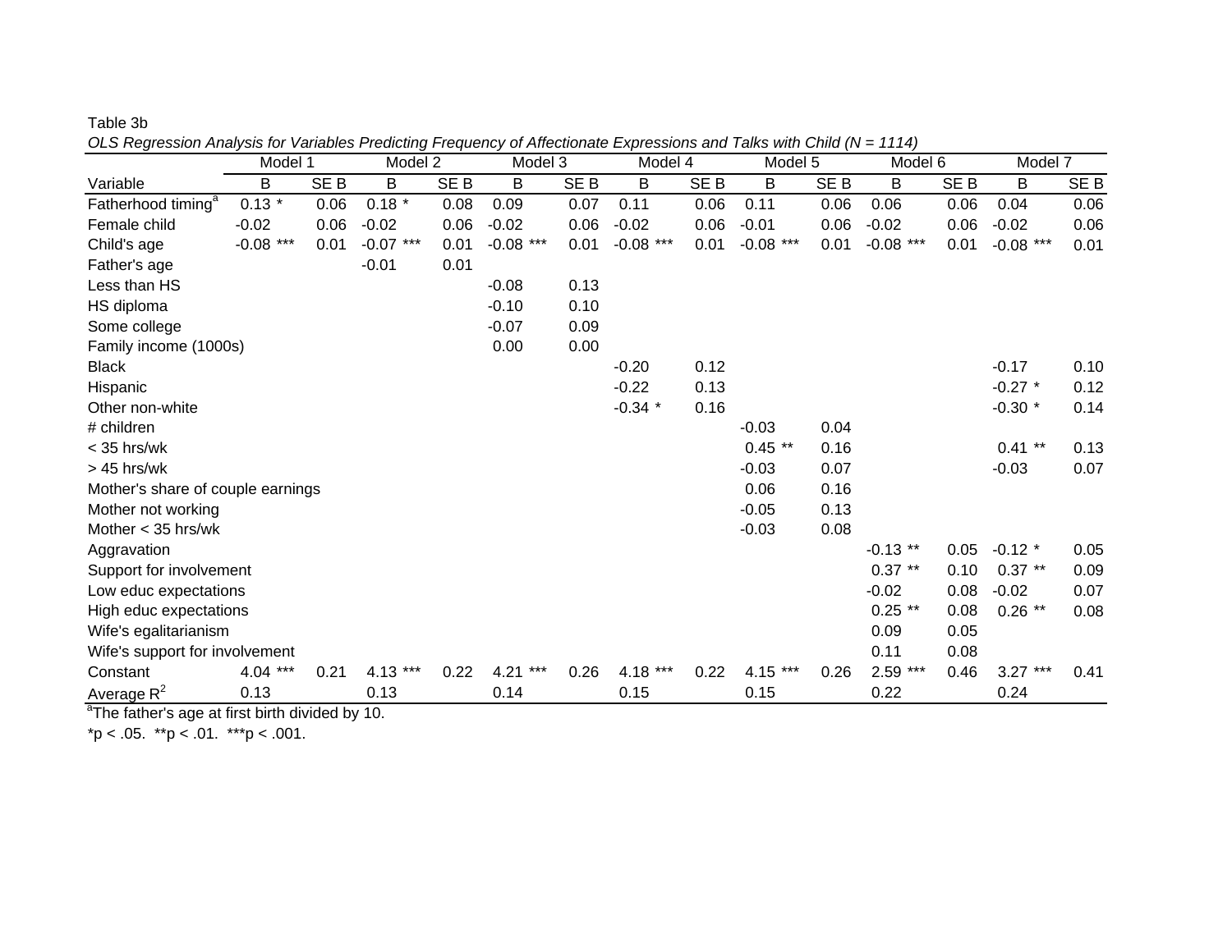Table 3b

*OLS Regression Analysis for Variables Predicting Frequency of Affectionate Expressions and Talks with Child (N = 1114)*

| | Model 1 | | Model 2 | | Model 3 | | Model 4 | | Model 5 | | Model 6 | | Model 7 | |
|---|---|---|---|---|---|---|---|---|---|---|---|---|---|---|
| Variable | B | SE B | B | SE B | B | SE B | B | SE B | B | SE B | B | SE B | B | SE B |
| Fatherhood timing[a] | 0.13 * | 0.06 | 0.18 * | 0.08 | 0.09 | 0.07 | 0.11 | 0.06 | 0.11 | 0.06 | 0.06 | 0.06 | 0.04 | 0.06 |
| Female child | -0.02 | 0.06 | -0.02 | 0.06 | -0.02 | 0.06 | -0.02 | 0.06 | -0.01 | 0.06 | -0.02 | 0.06 | -0.02 | 0.06 |
| Child's age | -0.08 *** | 0.01 | -0.07 *** | 0.01 | -0.08 *** | 0.01 | -0.08 *** | 0.01 | -0.08 *** | 0.01 | -0.08 *** | 0.01 | -0.08 *** | 0.01 |
| Father's age | | | -0.01 | 0.01 | | | | | | | | | | |
| Less than HS | | | | | -0.08 | 0.13 | | | | | | | | |
| HS diploma | | | | | -0.10 | 0.10 | | | | | | | | |
| Some college | | | | | -0.07 | 0.09 | | | | | | | | |
| Family income (1000s) | | | | | 0.00 | 0.00 | | | | | | | | |
| Black | | | | | | | -0.20 | 0.12 | | | | | -0.17 | 0.10 |
| Hispanic | | | | | | | -0.22 | 0.13 | | | | | -0.27 * | 0.12 |
| Other non-white | | | | | | | -0.34 * | 0.16 | | | | | -0.30 * | 0.14 |
| # children | | | | | | | | | -0.03 | 0.04 | | | | |
| < 35 hrs/wk | | | | | | | | | 0.45 ** | 0.16 | | | 0.41 ** | 0.13 |
| > 45 hrs/wk | | | | | | | | | -0.03 | 0.07 | | | -0.03 | 0.07 |
| Mother's share of couple earnings | | | | | | | | | 0.06 | 0.16 | | | | |
| Mother not working | | | | | | | | | -0.05 | 0.13 | | | | |
| Mother < 35 hrs/wk | | | | | | | | | -0.03 | 0.08 | | | | |
| Aggravation | | | | | | | | | | | -0.13 ** | 0.05 | -0.12 * | 0.05 |
| Support for involvement | | | | | | | | | | | 0.37 ** | 0.10 | 0.37 ** | 0.09 |
| Low educ expectations | | | | | | | | | | | -0.02 | 0.08 | -0.02 | 0.07 |
| High educ expectations | | | | | | | | | | | 0.25 ** | 0.08 | 0.26 ** | 0.08 |
| Wife's egalitarianism | | | | | | | | | | | 0.09 | 0.05 | | |
| Wife's support for involvement | | | | | | | | | | | 0.11 | 0.08 | | |
| Constant | 4.04 *** | 0.21 | 4.13 *** | 0.22 | 4.21 *** | 0.26 | 4.18 *** | 0.22 | 4.15 *** | 0.26 | 2.59 *** | 0.46 | 3.27 *** | 0.41 |
| Average $R^2$ | 0.13 | | 0.13 | | 0.14 | | 0.15 | | 0.15 | | 0.22 | | 0.24 | |

[a]The father's age at first birth divided by 10.

*p < .05. **p < .01. ***p < .001.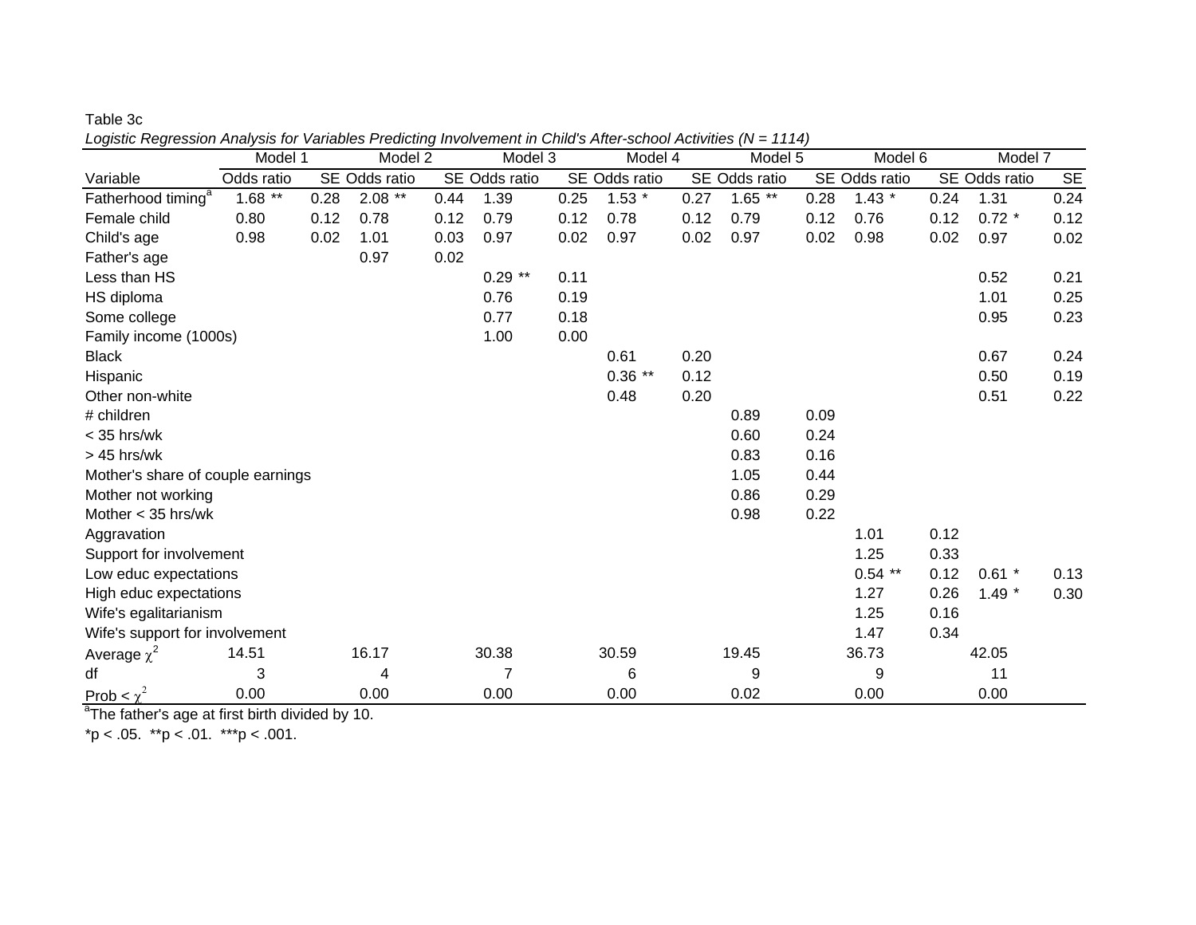Table 3c

*Logistic Regression Analysis for Variables Predicting Involvement in Child's After-school Activities (N = 1114)*

| | Model 1 | | Model 2 | | Model 3 | | Model 4 | | Model 5 | | Model 6 | | Model 7 | |
|---|---|---|---|---|---|---|---|---|---|---|---|---|---|---|
| Variable | Odds ratio | SE | Odds ratio | SE | Odds ratio | SE | Odds ratio | SE | Odds ratio | SE | Odds ratio | SE | Odds ratio | SE |
| Fatherhood timing[a] | 1.68 ** | 0.28 | 2.08 ** | 0.44 | 1.39 | 0.25 | 1.53 * | 0.27 | 1.65 ** | 0.28 | 1.43 * | 0.24 | 1.31 | 0.24 |
| Female child | 0.80 | 0.12 | 0.78 | 0.12 | 0.79 | 0.12 | 0.78 | 0.12 | 0.79 | 0.12 | 0.76 | 0.12 | 0.72 * | 0.12 |
| Child's age | 0.98 | 0.02 | 1.01 | 0.03 | 0.97 | 0.02 | 0.97 | 0.02 | 0.97 | 0.02 | 0.98 | 0.02 | 0.97 | 0.02 |
| Father's age | | | 0.97 | 0.02 | | | | | | | | | | |
| Less than HS | | | | | 0.29 ** | 0.11 | | | | | | | 0.52 | 0.21 |
| HS diploma | | | | | 0.76 | 0.19 | | | | | | | 1.01 | 0.25 |
| Some college | | | | | 0.77 | 0.18 | | | | | | | 0.95 | 0.23 |
| Family income (1000s) | | | | | 1.00 | 0.00 | | | | | | | | |
| Black | | | | | | | 0.61 | 0.20 | | | | | 0.67 | 0.24 |
| Hispanic | | | | | | | 0.36 ** | 0.12 | | | | | 0.50 | 0.19 |
| Other non-white | | | | | | | 0.48 | 0.20 | | | | | 0.51 | 0.22 |
| # children | | | | | | | | | 0.89 | 0.09 | | | | |
| < 35 hrs/wk | | | | | | | | | 0.60 | 0.24 | | | | |
| > 45 hrs/wk | | | | | | | | | 0.83 | 0.16 | | | | |
| Mother's share of couple earnings | | | | | | | | | 1.05 | 0.44 | | | | |
| Mother not working | | | | | | | | | 0.86 | 0.29 | | | | |
| Mother < 35 hrs/wk | | | | | | | | | 0.98 | 0.22 | | | | |
| Aggravation | | | | | | | | | | | 1.01 | 0.12 | | |
| Support for involvement | | | | | | | | | | | 1.25 | 0.33 | | |
| Low educ expectations | | | | | | | | | | | 0.54 ** | 0.12 | 0.61 * | 0.13 |
| High educ expectations | | | | | | | | | | | 1.27 | 0.26 | 1.49 * | 0.30 |
| Wife's egalitarianism | | | | | | | | | | | 1.25 | 0.16 | | |
| Wife's support for involvement | | | | | | | | | | | 1.47 | 0.34 | | |
| Average $\chi^2$ | 14.51 | | 16.17 | | 30.38 | | 30.59 | | 19.45 | | 36.73 | | 42.05 | |
| df | 3 | | 4 | | 7 | | 6 | | 9 | | 9 | | 11 | |
| Prob < $\chi^2$ | 0.00 | | 0.00 | | 0.00 | | 0.00 | | 0.02 | | 0.00 | | 0.00 | |

[a]The father's age at first birth divided by 10.

*p < .05. **p < .01. ***p < .001.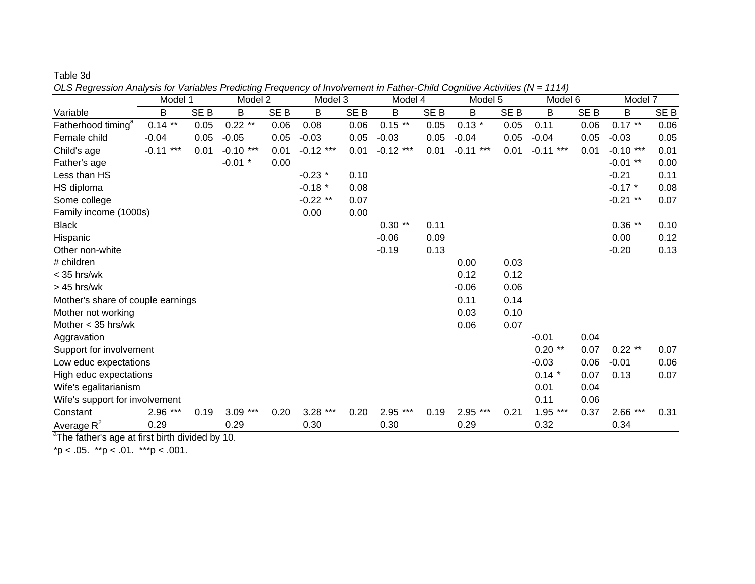Table 3d

*OLS Regression Analysis for Variables Predicting Frequency of Involvement in Father-Child Cognitive Activities (N = 1114)*

| | Model 1 | | Model 2 | | Model 3 | | Model 4 | | Model 5 | | Model 6 | | Model 7 | |
|---|---|---|---|---|---|---|---|---|---|---|---|---|---|---|
| Variable | B | SE B | B | SE B | B | SE B | B | SE B | B | SE B | B | SE B | B | SE B |
| Fatherhood timing[a] | 0.14 ** | 0.05 | 0.22 ** | 0.06 | 0.08 | 0.06 | 0.15 ** | 0.05 | 0.13 * | 0.05 | 0.11 | 0.06 | 0.17 ** | 0.06 |
| Female child | -0.04 | 0.05 | -0.05 | 0.05 | -0.03 | 0.05 | -0.03 | 0.05 | -0.04 | 0.05 | -0.04 | 0.05 | -0.03 | 0.05 |
| Child's age | -0.11 *** | 0.01 | -0.10 *** | 0.01 | -0.12 *** | 0.01 | -0.12 *** | 0.01 | -0.11 *** | 0.01 | -0.11 *** | 0.01 | -0.10 *** | 0.01 |
| Father's age | | | -0.01 * | 0.00 | | | | | | | | | -0.01 ** | 0.00 |
| Less than HS | | | | | -0.23 * | 0.10 | | | | | | | -0.21 | 0.11 |
| HS diploma | | | | | -0.18 * | 0.08 | | | | | | | -0.17 * | 0.08 |
| Some college | | | | | -0.22 ** | 0.07 | | | | | | | -0.21 ** | 0.07 |
| Family income (1000s) | | | | | 0.00 | 0.00 | | | | | | | | |
| Black | | | | | | | 0.30 ** | 0.11 | | | | | 0.36 ** | 0.10 |
| Hispanic | | | | | | | -0.06 | 0.09 | | | | | 0.00 | 0.12 |
| Other non-white | | | | | | | -0.19 | 0.13 | | | | | -0.20 | 0.13 |
| # children | | | | | | | | | 0.00 | 0.03 | | | | |
| < 35 hrs/wk | | | | | | | | | 0.12 | 0.12 | | | | |
| > 45 hrs/wk | | | | | | | | | -0.06 | 0.06 | | | | |
| Mother's share of couple earnings | | | | | | | | | 0.11 | 0.14 | | | | |
| Mother not working | | | | | | | | | 0.03 | 0.10 | | | | |
| Mother < 35 hrs/wk | | | | | | | | | 0.06 | 0.07 | | | | |
| Aggravation | | | | | | | | | | | -0.01 | 0.04 | | |
| Support for involvement | | | | | | | | | | | 0.20 ** | 0.07 | 0.22 ** | 0.07 |
| Low educ expectations | | | | | | | | | | | -0.03 | 0.06 | -0.01 | 0.06 |
| High educ expectations | | | | | | | | | | | 0.14 * | 0.07 | 0.13 | 0.07 |
| Wife's egalitarianism | | | | | | | | | | | 0.01 | 0.04 | | |
| Wife's support for involvement | | | | | | | | | | | 0.11 | 0.06 | | |
| Constant | 2.96 *** | 0.19 | 3.09 *** | 0.20 | 3.28 *** | 0.20 | 2.95 *** | 0.19 | 2.95 *** | 0.21 | 1.95 *** | 0.37 | 2.66 *** | 0.31 |
| Average $R^2$ | 0.29 | | 0.29 | | 0.30 | | 0.30 | | 0.29 | | 0.32 | | 0.34 | |

[a]The father's age at first birth divided by 10.

*p < .05. **p < .01. ***p < .001.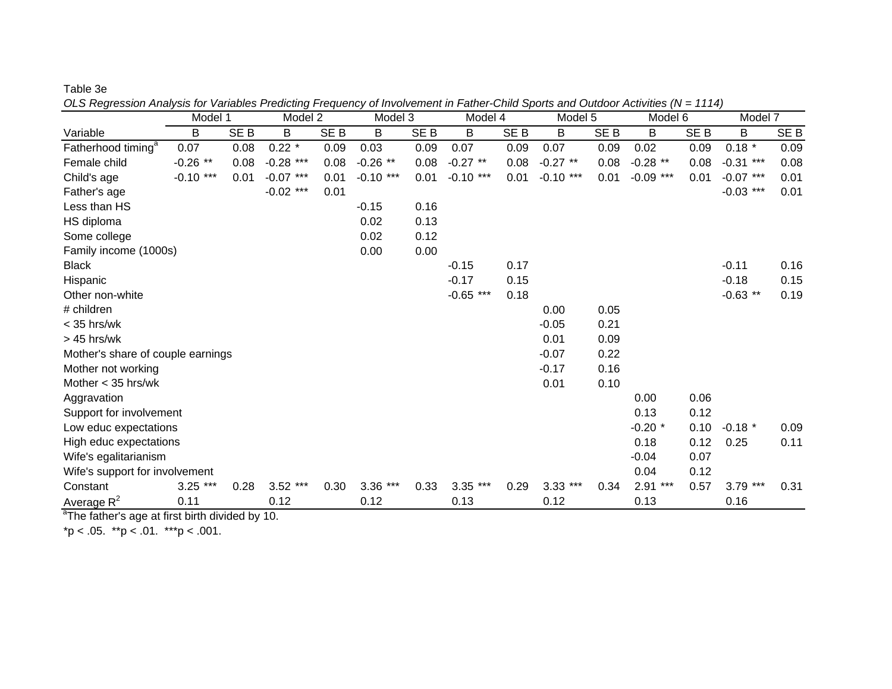Table 3e

*OLS Regression Analysis for Variables Predicting Frequency of Involvement in Father-Child Sports and Outdoor Activities (N = 1114)*

| | Model 1 | | Model 2 | | Model 3 | | Model 4 | | Model 5 | | Model 6 | | Model 7 | |
|---|---|---|---|---|---|---|---|---|---|---|---|---|---|---|
| Variable | B | SE B | B | SE B | B | SE B | B | SE B | B | SE B | B | SE B | B | SE B |
| Fatherhood timing[a] | 0.07 | 0.08 | 0.22 * | 0.09 | 0.03 | 0.09 | 0.07 | 0.09 | 0.07 | 0.09 | 0.02 | 0.09 | 0.18 * | 0.09 |
| Female child | -0.26 ** | 0.08 | -0.28 *** | 0.08 | -0.26 ** | 0.08 | -0.27 ** | 0.08 | -0.27 ** | 0.08 | -0.28 ** | 0.08 | -0.31 *** | 0.08 |
| Child's age | -0.10 *** | 0.01 | -0.07 *** | 0.01 | -0.10 *** | 0.01 | -0.10 *** | 0.01 | -0.10 *** | 0.01 | -0.09 *** | 0.01 | -0.07 *** | 0.01 |
| Father's age | | | -0.02 *** | 0.01 | | | | | | | | | -0.03 *** | 0.01 |
| Less than HS | | | | | -0.15 | 0.16 | | | | | | | | |
| HS diploma | | | | | 0.02 | 0.13 | | | | | | | | |
| Some college | | | | | 0.02 | 0.12 | | | | | | | | |
| Family income (1000s) | | | | | 0.00 | 0.00 | | | | | | | | |
| Black | | | | | | | -0.15 | 0.17 | | | | | -0.11 | 0.16 |
| Hispanic | | | | | | | -0.17 | 0.15 | | | | | -0.18 | 0.15 |
| Other non-white | | | | | | | -0.65 *** | 0.18 | | | | | -0.63 ** | 0.19 |
| # children | | | | | | | | | 0.00 | 0.05 | | | | |
| < 35 hrs/wk | | | | | | | | | -0.05 | 0.21 | | | | |
| > 45 hrs/wk | | | | | | | | | 0.01 | 0.09 | | | | |
| Mother's share of couple earnings | | | | | | | | | -0.07 | 0.22 | | | | |
| Mother not working | | | | | | | | | -0.17 | 0.16 | | | | |
| Mother < 35 hrs/wk | | | | | | | | | 0.01 | 0.10 | | | | |
| Aggravation | | | | | | | | | | | 0.00 | 0.06 | | |
| Support for involvement | | | | | | | | | | | 0.13 | 0.12 | | |
| Low educ expectations | | | | | | | | | | | -0.20 * | 0.10 | -0.18 * | 0.09 |
| High educ expectations | | | | | | | | | | | 0.18 | 0.12 | 0.25 | 0.11 |
| Wife's egalitarianism | | | | | | | | | | | -0.04 | 0.07 | | |
| Wife's support for involvement | | | | | | | | | | | 0.04 | 0.12 | | |
| Constant | 3.25 *** | 0.28 | 3.52 *** | 0.30 | 3.36 *** | 0.33 | 3.35 *** | 0.29 | 3.33 *** | 0.34 | 2.91 *** | 0.57 | 3.79 *** | 0.31 |
| Average $R^2$ | 0.11 | | 0.12 | | 0.12 | | 0.13 | | 0.12 | | 0.13 | | 0.16 | |

[a]The father's age at first birth divided by 10.

*p < .05. **p < .01. ***p < .001.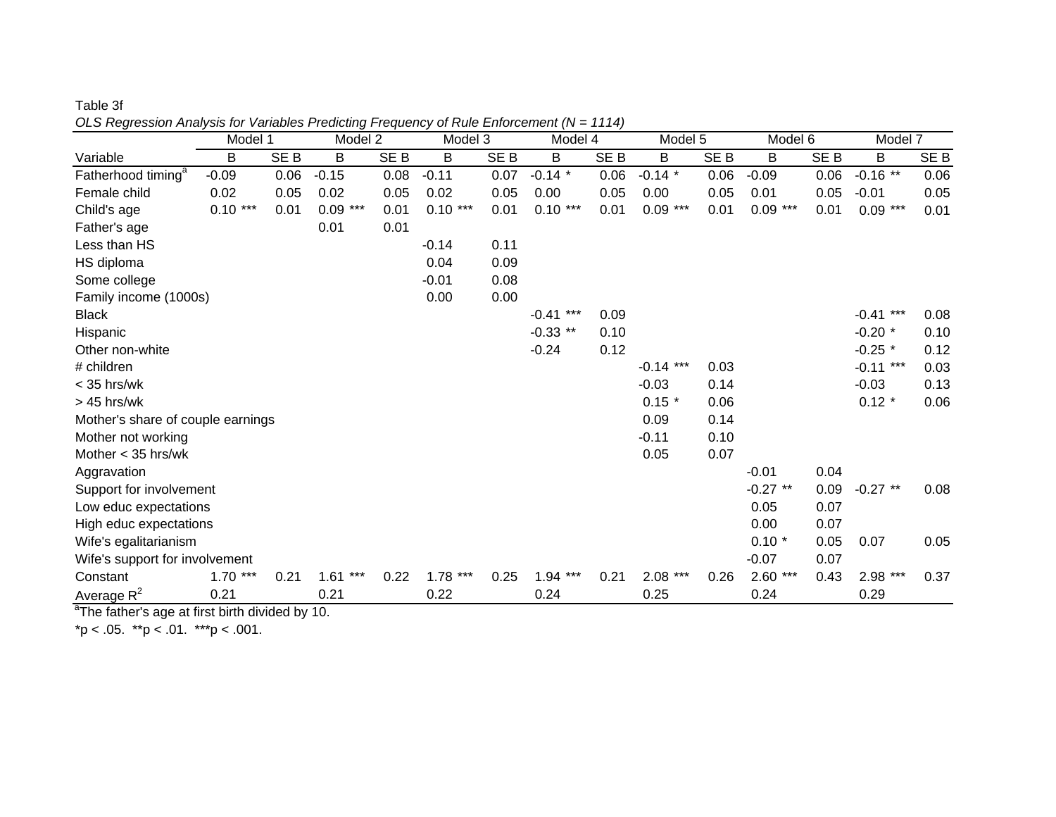Table 3f

*OLS Regression Analysis for Variables Predicting Frequency of Rule Enforcement (N = 1114)*

| | Model 1 | | Model 2 | | Model 3 | | Model 4 | | Model 5 | | Model 6 | | Model 7 | |
|---|---|---|---|---|---|---|---|---|---|---|---|---|---|---|
| Variable | B | SE B | B | SE B | B | SE B | B | SE B | B | SE B | B | SE B | B | SE B |
| Fatherhood timing[a] | -0.09 | 0.06 | -0.15 | 0.08 | -0.11 | 0.07 | -0.14 * | 0.06 | -0.14 * | 0.06 | -0.09 | 0.06 | -0.16 ** | 0.06 |
| Female child | 0.02 | 0.05 | 0.02 | 0.05 | 0.02 | 0.05 | 0.00 | 0.05 | 0.00 | 0.05 | 0.01 | 0.05 | -0.01 | 0.05 |
| Child's age | 0.10 *** | 0.01 | 0.09 *** | 0.01 | 0.10 *** | 0.01 | 0.10 *** | 0.01 | 0.09 *** | 0.01 | 0.09 *** | 0.01 | 0.09 *** | 0.01 |
| Father's age | | | 0.01 | 0.01 | | | | | | | | | | |
| Less than HS | | | | | -0.14 | 0.11 | | | | | | | | |
| HS diploma | | | | | 0.04 | 0.09 | | | | | | | | |
| Some college | | | | | -0.01 | 0.08 | | | | | | | | |
| Family income (1000s) | | | | | 0.00 | 0.00 | | | | | | | | |
| Black | | | | | | | -0.41 *** | 0.09 | | | | | -0.41 *** | 0.08 |
| Hispanic | | | | | | | -0.33 ** | 0.10 | | | | | -0.20 * | 0.10 |
| Other non-white | | | | | | | -0.24 | 0.12 | | | | | -0.25 * | 0.12 |
| # children | | | | | | | | | -0.14 *** | 0.03 | | | -0.11 *** | 0.03 |
| < 35 hrs/wk | | | | | | | | | -0.03 | 0.14 | | | -0.03 | 0.13 |
| > 45 hrs/wk | | | | | | | | | 0.15 * | 0.06 | | | 0.12 * | 0.06 |
| Mother's share of couple earnings | | | | | | | | | 0.09 | 0.14 | | | | |
| Mother not working | | | | | | | | | -0.11 | 0.10 | | | | |
| Mother < 35 hrs/wk | | | | | | | | | 0.05 | 0.07 | | | | |
| Aggravation | | | | | | | | | | | -0.01 | 0.04 | | |
| Support for involvement | | | | | | | | | | | -0.27 ** | 0.09 | -0.27 ** | 0.08 |
| Low educ expectations | | | | | | | | | | | 0.05 | 0.07 | | |
| High educ expectations | | | | | | | | | | | 0.00 | 0.07 | | |
| Wife's egalitarianism | | | | | | | | | | | 0.10 * | 0.05 | 0.07 | 0.05 |
| Wife's support for involvement | | | | | | | | | | | -0.07 | 0.07 | | |
| Constant | 1.70 *** | 0.21 | 1.61 *** | 0.22 | 1.78 *** | 0.25 | 1.94 *** | 0.21 | 2.08 *** | 0.26 | 2.60 *** | 0.43 | 2.98 *** | 0.37 |
| Average $R^2$ | 0.21 | | 0.21 | | 0.22 | | 0.24 | | 0.25 | | 0.24 | | 0.29 | |

[a]The father's age at first birth divided by 10.

*p < .05. **p < .01. ***p < .001.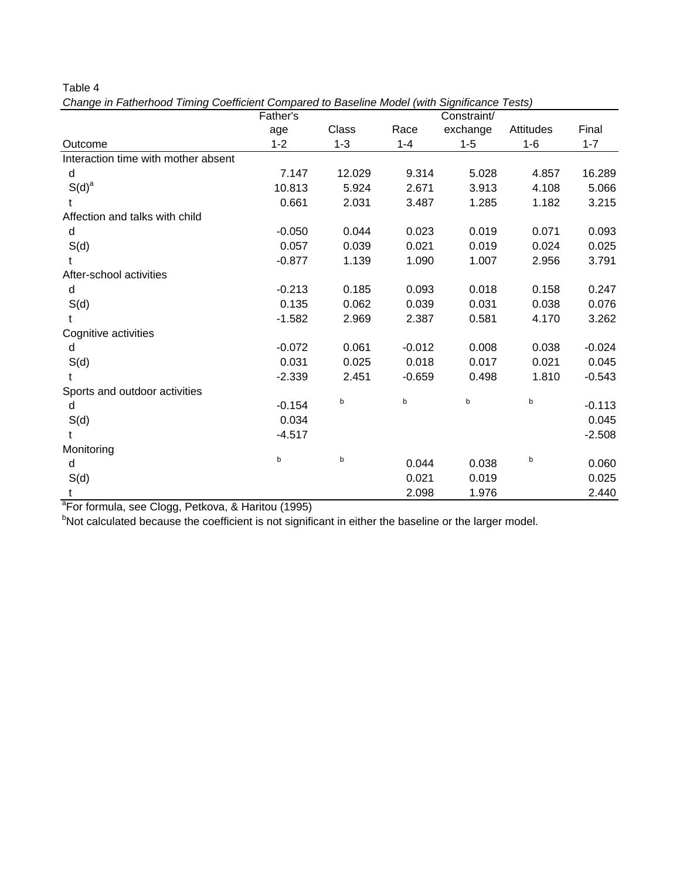Table 4

*Change in Fatherhood Timing Coefficient Compared to Baseline Model (with Significance Tests)*

| Outcome | Father's age 1-2 | Class 1-3 | Race 1-4 | Constraint/ exchange 1-5 | Attitudes 1-6 | Final 1-7 |
|---|---|---|---|---|---|---|
| Interaction time with mother absent | | | | | | |
| d | 7.147 | 12.029 | 9.314 | 5.028 | 4.857 | 16.289 |
| S(d)[a] | 10.813 | 5.924 | 2.671 | 3.913 | 4.108 | 5.066 |
| t | 0.661 | 2.031 | 3.487 | 1.285 | 1.182 | 3.215 |
| Affection and talks with child | | | | | | |
| d | -0.050 | 0.044 | 0.023 | 0.019 | 0.071 | 0.093 |
| S(d) | 0.057 | 0.039 | 0.021 | 0.019 | 0.024 | 0.025 |
| t | -0.877 | 1.139 | 1.090 | 1.007 | 2.956 | 3.791 |
| After-school activities | | | | | | |
| d | -0.213 | 0.185 | 0.093 | 0.018 | 0.158 | 0.247 |
| S(d) | 0.135 | 0.062 | 0.039 | 0.031 | 0.038 | 0.076 |
| t | -1.582 | 2.969 | 2.387 | 0.581 | 4.170 | 3.262 |
| Cognitive activities | | | | | | |
| d | -0.072 | 0.061 | -0.012 | 0.008 | 0.038 | -0.024 |
| S(d) | 0.031 | 0.025 | 0.018 | 0.017 | 0.021 | 0.045 |
| t | -2.339 | 2.451 | -0.659 | 0.498 | 1.810 | -0.543 |
| Sports and outdoor activities | | | | | | |
| d | -0.154 | [b] | [b] | [b] | [b] | -0.113 |
| S(d) | 0.034 | | | | | 0.045 |
| t | -4.517 | | | | | -2.508 |
| Monitoring | | | | | | |
| d | [b] | [b] | 0.044 | 0.038 | [b] | 0.060 |
| S(d) | | | 0.021 | 0.019 | | 0.025 |
| t | | | 2.098 | 1.976 | | 2.440 |

[a]For formula, see Clogg, Petkova, & Haritou (1995)

[b]Not calculated because the coefficient is not significant in either the baseline or the larger model.